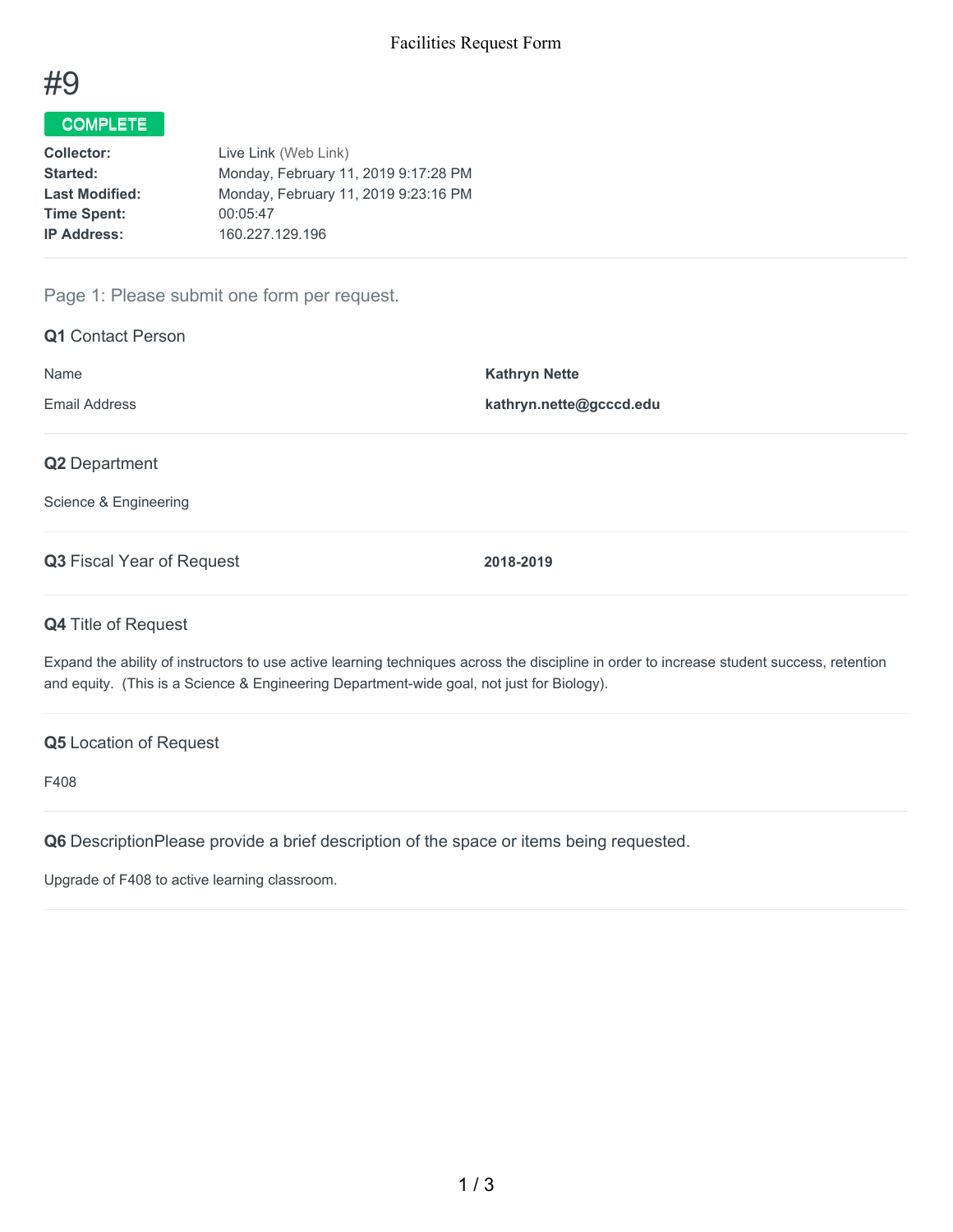# #9

**COMPLETE**

| | |
|---|---|
| **Collector:** | Live Link (Web Link) |
| **Started:** | Monday, February 11, 2019 9:17:28 PM |
| **Last Modified:** | Monday, February 11, 2019 9:23:16 PM |
| **Time Spent:** | 00:05:47 |
| **IP Address:** | 160.227.129.196 |

## Page 1: Please submit one form per request.

### Q1 Contact Person

| | |
|---|---|
| Name | **Kathryn Nette** |
| Email Address | **kathryn.nette@gcccd.edu** |

### Q2 Department

Science & Engineering

### Q3 Fiscal Year of Request

**2018-2019**

### Q4 Title of Request

Expand the ability of instructors to use active learning techniques across the discipline in order to increase student success, retention and equity. (This is a Science & Engineering Department-wide goal, not just for Biology).

### Q5 Location of Request

F408

### Q6 DescriptionPlease provide a brief description of the space or items being requested.

Upgrade of F408 to active learning classroom.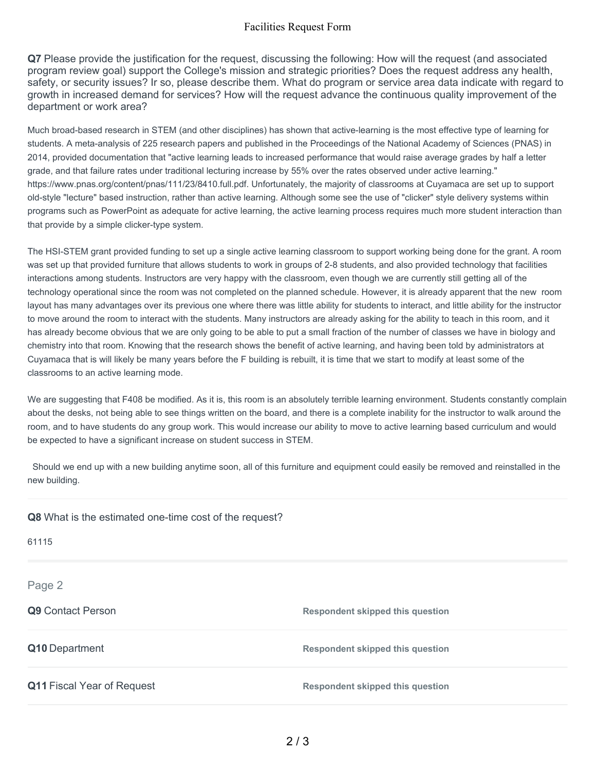**Q7** Please provide the justification for the request, discussing the following: How will the request (and associated program review goal) support the College's mission and strategic priorities? Does the request address any health, safety, or security issues? Ir so, please describe them. What do program or service area data indicate with regard to growth in increased demand for services? How will the request advance the continuous quality improvement of the department or work area?

Much broad-based research in STEM (and other disciplines) has shown that active-learning is the most effective type of learning for students. A meta-analysis of 225 research papers and published in the Proceedings of the National Academy of Sciences (PNAS) in 2014, provided documentation that "active learning leads to increased performance that would raise average grades by half a letter grade, and that failure rates under traditional lecturing increase by 55% over the rates observed under active learning." https://www.pnas.org/content/pnas/111/23/8410.full.pdf. Unfortunately, the majority of classrooms at Cuyamaca are set up to support old-style "lecture" based instruction, rather than active learning. Although some see the use of "clicker" style delivery systems within programs such as PowerPoint as adequate for active learning, the active learning process requires much more student interaction than that provide by a simple clicker-type system.

The HSI-STEM grant provided funding to set up a single active learning classroom to support working being done for the grant. A room was set up that provided furniture that allows students to work in groups of 2-8 students, and also provided technology that facilities interactions among students. Instructors are very happy with the classroom, even though we are currently still getting all of the technology operational since the room was not completed on the planned schedule. However, it is already apparent that the new room layout has many advantages over its previous one where there was little ability for students to interact, and little ability for the instructor to move around the room to interact with the students. Many instructors are already asking for the ability to teach in this room, and it has already become obvious that we are only going to be able to put a small fraction of the number of classes we have in biology and chemistry into that room. Knowing that the research shows the benefit of active learning, and having been told by administrators at Cuyamaca that is will likely be many years before the F building is rebuilt, it is time that we start to modify at least some of the classrooms to an active learning mode.

We are suggesting that F408 be modified. As it is, this room is an absolutely terrible learning environment. Students constantly complain about the desks, not being able to see things written on the board, and there is a complete inability for the instructor to walk around the room, and to have students do any group work. This would increase our ability to move to active learning based curriculum and would be expected to have a significant increase on student success in STEM.

Should we end up with a new building anytime soon, all of this furniture and equipment could easily be removed and reinstalled in the new building.

**Q8** What is the estimated one-time cost of the request?

61115

Page 2

**Q9** Contact Person — Respondent skipped this question

**Q10** Department — Respondent skipped this question

**Q11** Fiscal Year of Request — Respondent skipped this question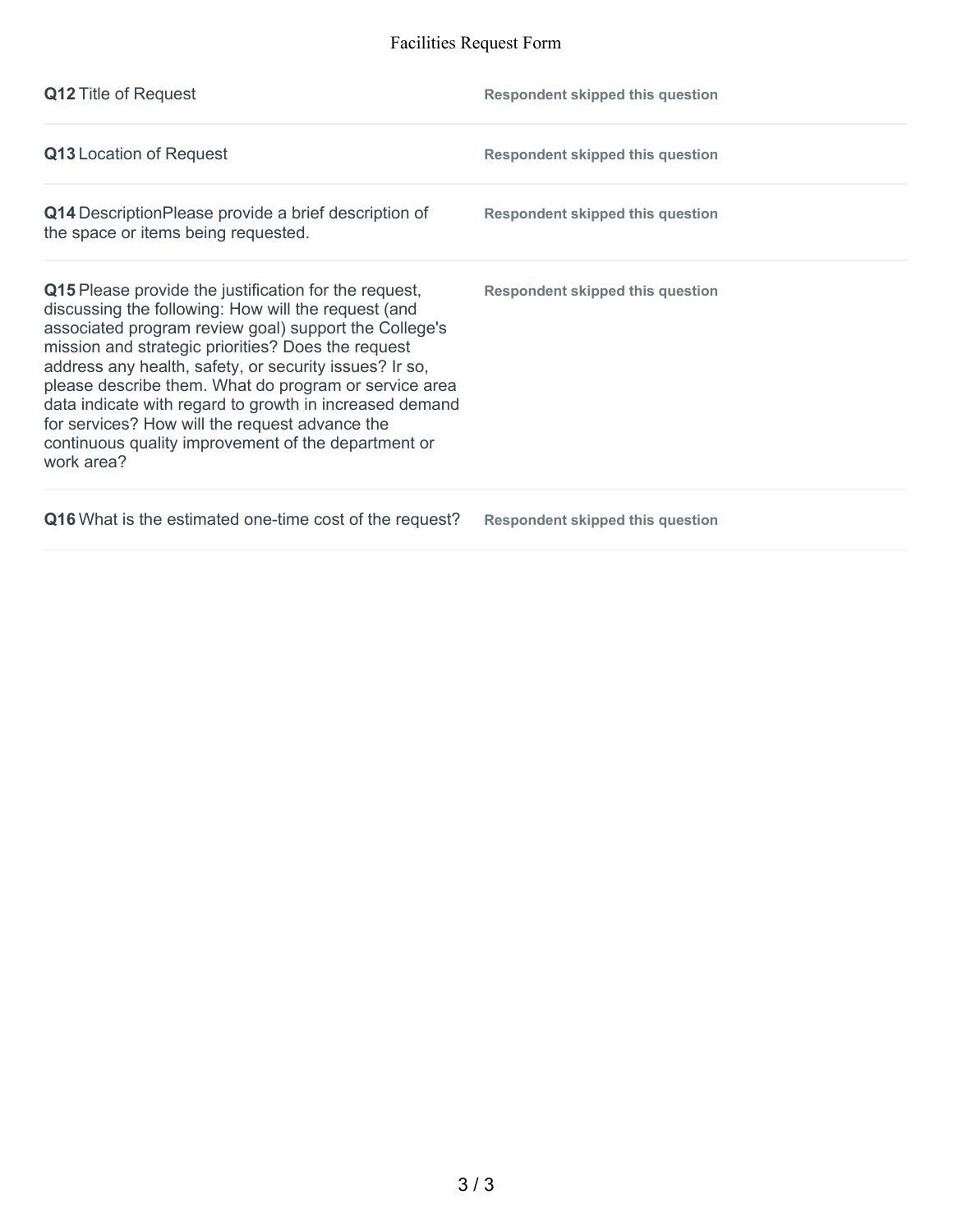**Q12** Title of Request

**Respondent skipped this question**

**Q13** Location of Request

**Respondent skipped this question**

**Q14** DescriptionPlease provide a brief description of the space or items being requested.

**Respondent skipped this question**

**Q15** Please provide the justification for the request, discussing the following: How will the request (and associated program review goal) support the College's mission and strategic priorities? Does the request address any health, safety, or security issues? Ir so, please describe them. What do program or service area data indicate with regard to growth in increased demand for services? How will the request advance the continuous quality improvement of the department or work area?

**Respondent skipped this question**

**Q16** What is the estimated one-time cost of the request?

**Respondent skipped this question**